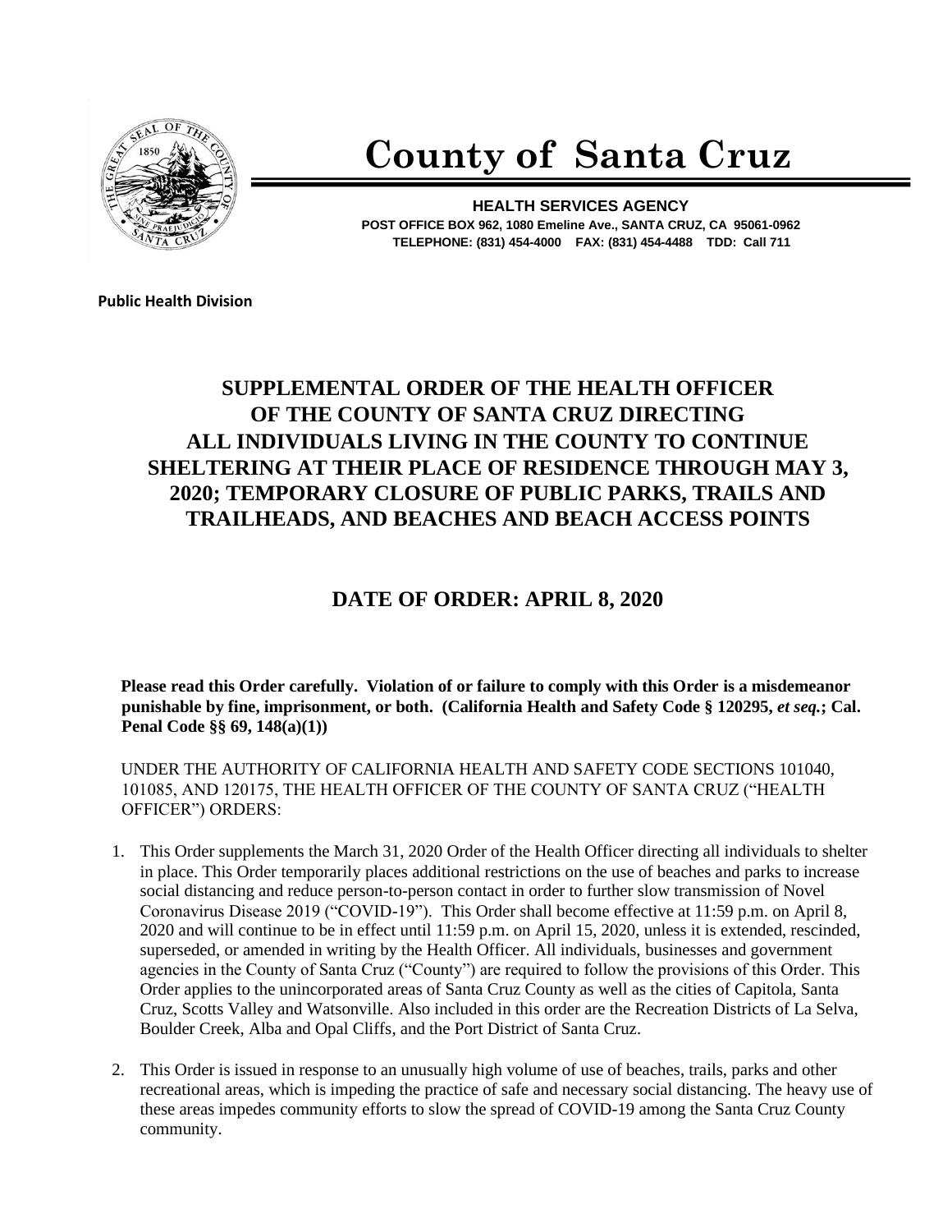# County of Santa Cruz

**HEALTH SERVICES AGENCY**
**POST OFFICE BOX 962, 1080 Emeline Ave., SANTA CRUZ, CA 95061-0962**
**TELEPHONE: (831) 454-4000 FAX: (831) 454-4488 TDD: Call 711**

**Public Health Division**

## SUPPLEMENTAL ORDER OF THE HEALTH OFFICER OF THE COUNTY OF SANTA CRUZ DIRECTING ALL INDIVIDUALS LIVING IN THE COUNTY TO CONTINUE SHELTERING AT THEIR PLACE OF RESIDENCE THROUGH MAY 3, 2020; TEMPORARY CLOSURE OF PUBLIC PARKS, TRAILS AND TRAILHEADS, AND BEACHES AND BEACH ACCESS POINTS

## DATE OF ORDER: APRIL 8, 2020

**Please read this Order carefully. Violation of or failure to comply with this Order is a misdemeanor punishable by fine, imprisonment, or both. (California Health and Safety Code § 120295, *et seq.*; Cal. Penal Code §§ 69, 148(a)(1))**

UNDER THE AUTHORITY OF CALIFORNIA HEALTH AND SAFETY CODE SECTIONS 101040, 101085, AND 120175, THE HEALTH OFFICER OF THE COUNTY OF SANTA CRUZ ("HEALTH OFFICER") ORDERS:

1. This Order supplements the March 31, 2020 Order of the Health Officer directing all individuals to shelter in place. This Order temporarily places additional restrictions on the use of beaches and parks to increase social distancing and reduce person-to-person contact in order to further slow transmission of Novel Coronavirus Disease 2019 ("COVID-19"). This Order shall become effective at 11:59 p.m. on April 8, 2020 and will continue to be in effect until 11:59 p.m. on April 15, 2020, unless it is extended, rescinded, superseded, or amended in writing by the Health Officer. All individuals, businesses and government agencies in the County of Santa Cruz ("County") are required to follow the provisions of this Order. This Order applies to the unincorporated areas of Santa Cruz County as well as the cities of Capitola, Santa Cruz, Scotts Valley and Watsonville. Also included in this order are the Recreation Districts of La Selva, Boulder Creek, Alba and Opal Cliffs, and the Port District of Santa Cruz.

2. This Order is issued in response to an unusually high volume of use of beaches, trails, parks and other recreational areas, which is impeding the practice of safe and necessary social distancing. The heavy use of these areas impedes community efforts to slow the spread of COVID-19 among the Santa Cruz County community.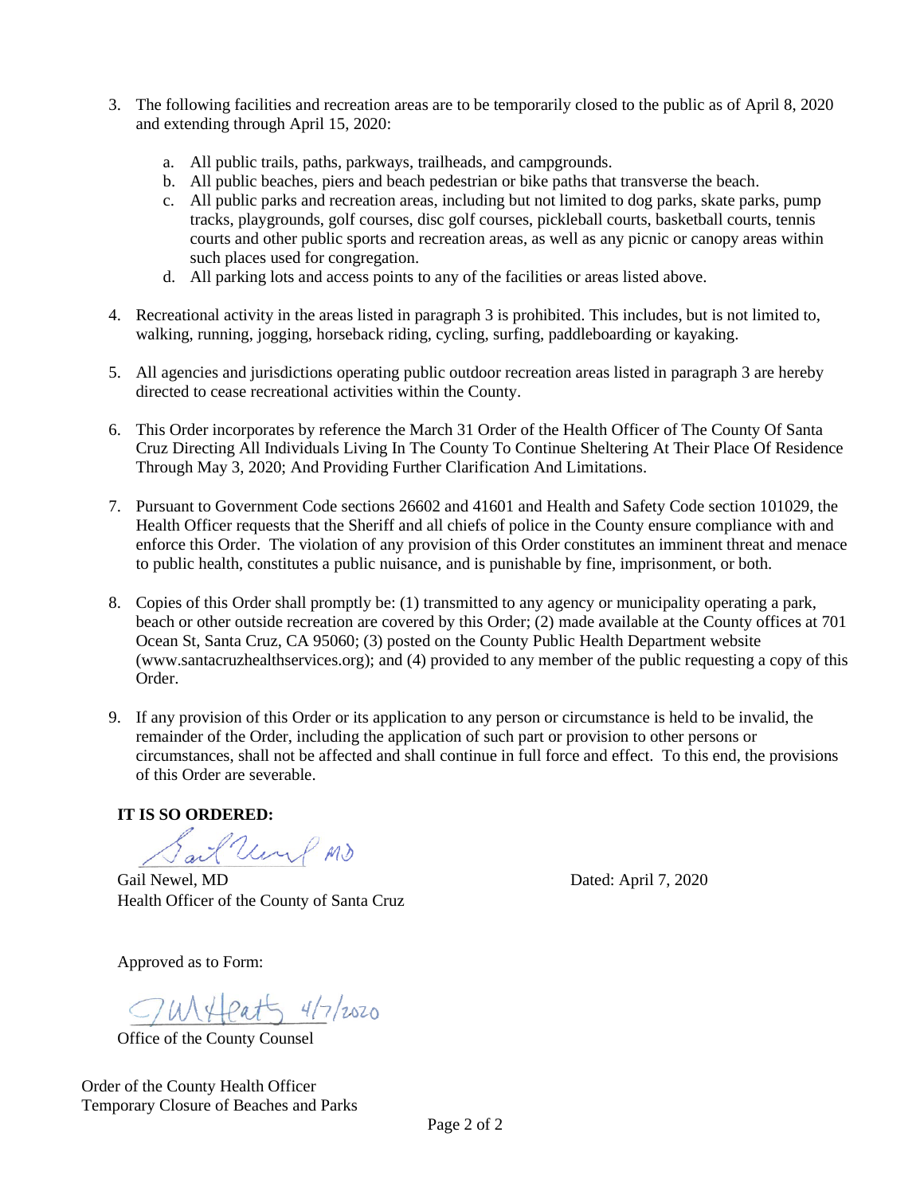3. The following facilities and recreation areas are to be temporarily closed to the public as of April 8, 2020 and extending through April 15, 2020:

   a. All public trails, paths, parkways, trailheads, and campgrounds.
   b. All public beaches, piers and beach pedestrian or bike paths that transverse the beach.
   c. All public parks and recreation areas, including but not limited to dog parks, skate parks, pump tracks, playgrounds, golf courses, disc golf courses, pickleball courts, basketball courts, tennis courts and other public sports and recreation areas, as well as any picnic or canopy areas within such places used for congregation.
   d. All parking lots and access points to any of the facilities or areas listed above.

4. Recreational activity in the areas listed in paragraph 3 is prohibited. This includes, but is not limited to, walking, running, jogging, horseback riding, cycling, surfing, paddleboarding or kayaking.

5. All agencies and jurisdictions operating public outdoor recreation areas listed in paragraph 3 are hereby directed to cease recreational activities within the County.

6. This Order incorporates by reference the March 31 Order of the Health Officer of The County Of Santa Cruz Directing All Individuals Living In The County To Continue Sheltering At Their Place Of Residence Through May 3, 2020; And Providing Further Clarification And Limitations.

7. Pursuant to Government Code sections 26602 and 41601 and Health and Safety Code section 101029, the Health Officer requests that the Sheriff and all chiefs of police in the County ensure compliance with and enforce this Order. The violation of any provision of this Order constitutes an imminent threat and menace to public health, constitutes a public nuisance, and is punishable by fine, imprisonment, or both.

8. Copies of this Order shall promptly be: (1) transmitted to any agency or municipality operating a park, beach or other outside recreation are covered by this Order; (2) made available at the County offices at 701 Ocean St, Santa Cruz, CA 95060; (3) posted on the County Public Health Department website (www.santacruzhealthservices.org); and (4) provided to any member of the public requesting a copy of this Order.

9. If any provision of this Order or its application to any person or circumstance is held to be invalid, the remainder of the Order, including the application of such part or provision to other persons or circumstances, shall not be affected and shall continue in full force and effect. To this end, the provisions of this Order are severable.

**IT IS SO ORDERED:**

Gail Newel MD

Gail Newel, MD
Health Officer of the County of Santa Cruz

Dated: April 7, 2020

Approved as to Form:

JWHeath 4/7/2020

Office of the County Counsel

Order of the County Health Officer
Temporary Closure of Beaches and Parks